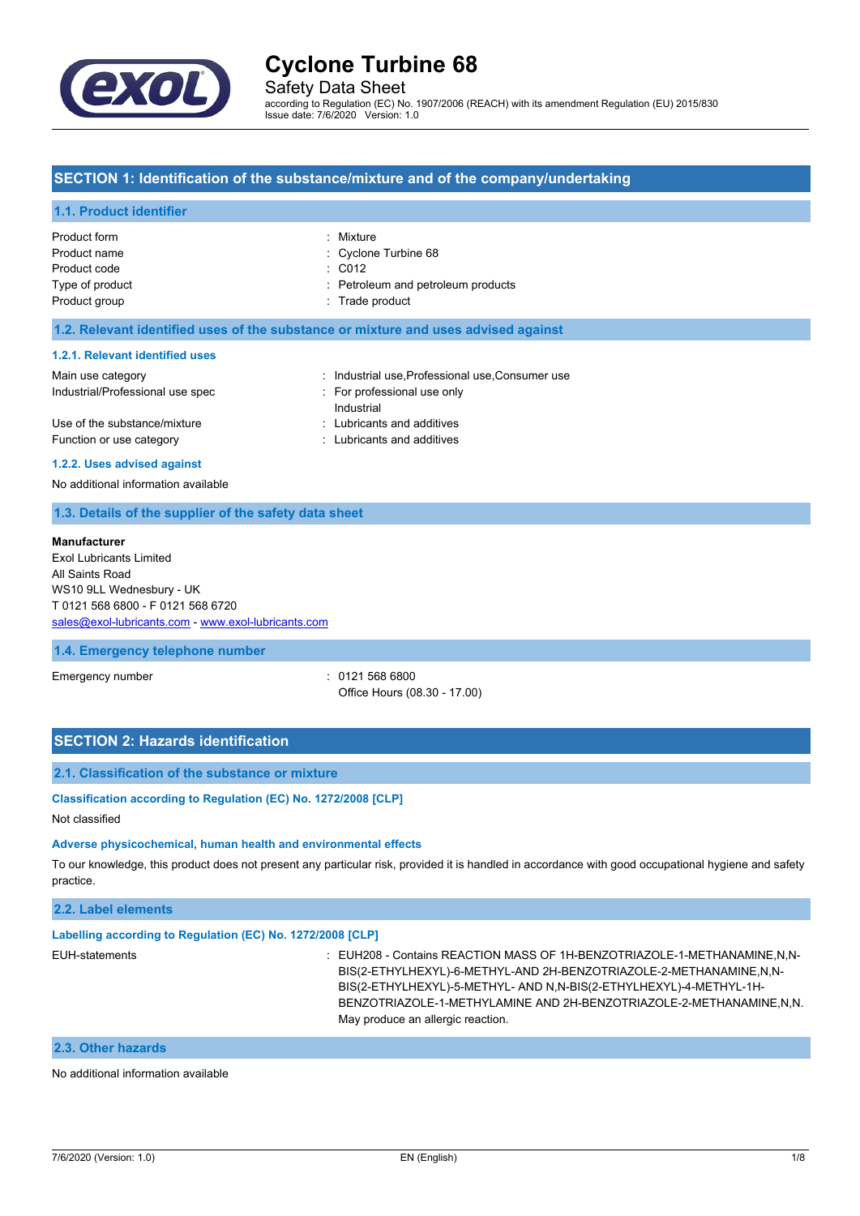# Cyclone Turbine 68

Safety Data Sheet

according to Regulation (EC) No. 1907/2006 (REACH) with its amendment Regulation (EU) 2015/830
Issue date: 7/6/2020 Version: 1.0

## SECTION 1: Identification of the substance/mixture and of the company/undertaking

### 1.1. Product identifier

| | |
|---|---|
| Product form | : Mixture |
| Product name | : Cyclone Turbine 68 |
| Product code | : C012 |
| Type of product | : Petroleum and petroleum products |
| Product group | : Trade product |

### 1.2. Relevant identified uses of the substance or mixture and uses advised against

#### 1.2.1. Relevant identified uses

| | |
|---|---|
| Main use category | : Industrial use,Professional use,Consumer use |
| Industrial/Professional use spec | : For professional use only<br>Industrial |
| Use of the substance/mixture | : Lubricants and additives |
| Function or use category | : Lubricants and additives |

#### 1.2.2. Uses advised against

No additional information available

### 1.3. Details of the supplier of the safety data sheet

**Manufacturer**
Exol Lubricants Limited
All Saints Road
WS10 9LL Wednesbury - UK
T 0121 568 6800 - F 0121 568 6720
sales@exol-lubricants.com - www.exol-lubricants.com

### 1.4. Emergency telephone number

| | |
|---|---|
| Emergency number | : 0121 568 6800<br>Office Hours (08.30 - 17.00) |

## SECTION 2: Hazards identification

### 2.1. Classification of the substance or mixture

#### Classification according to Regulation (EC) No. 1272/2008 [CLP]

Not classified

#### Adverse physicochemical, human health and environmental effects

To our knowledge, this product does not present any particular risk, provided it is handled in accordance with good occupational hygiene and safety practice.

### 2.2. Label elements

#### Labelling according to Regulation (EC) No. 1272/2008 [CLP]

| | |
|---|---|
| EUH-statements | : EUH208 - Contains REACTION MASS OF 1H-BENZOTRIAZOLE-1-METHANAMINE,N,N-BIS(2-ETHYLHEXYL)-6-METHYL-AND 2H-BENZOTRIAZOLE-2-METHANAMINE,N,N-BIS(2-ETHYLHEXYL)-5-METHYL- AND N,N-BIS(2-ETHYLHEXYL)-4-METHYL-1H-BENZOTRIAZOLE-1-METHYLAMINE AND 2H-BENZOTRIAZOLE-2-METHANAMINE,N,N. May produce an allergic reaction. |

### 2.3. Other hazards

No additional information available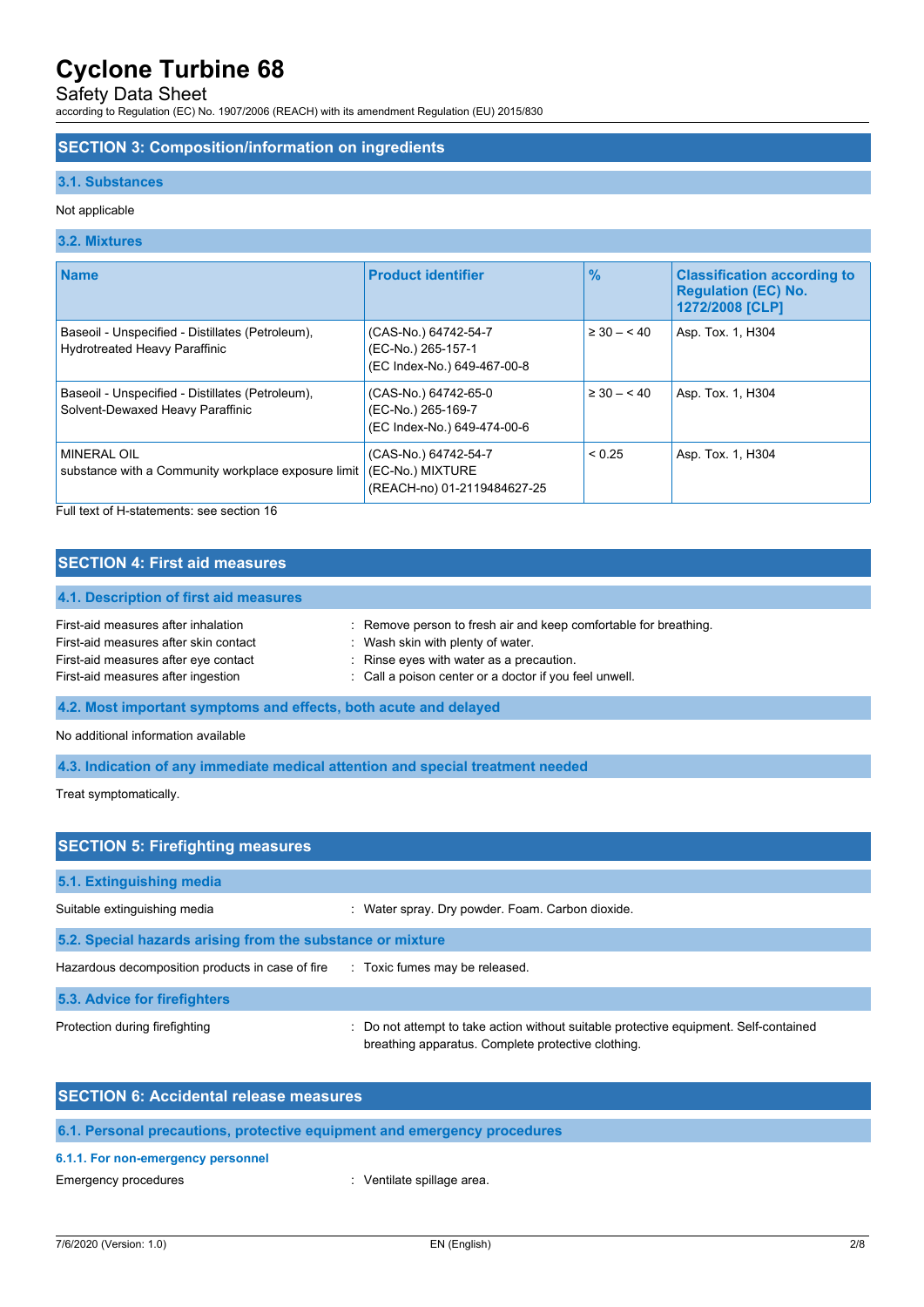## SECTION 3: Composition/information on ingredients

### 3.1. Substances

Not applicable

### 3.2. Mixtures

| Name | Product identifier | % | Classification according to Regulation (EC) No. 1272/2008 [CLP] |
|---|---|---|---|
| Baseoil - Unspecified - Distillates (Petroleum), Hydrotreated Heavy Paraffinic | (CAS-No.) 64742-54-7<br>(EC-No.) 265-157-1<br>(EC Index-No.) 649-467-00-8 | ≥ 30 – < 40 | Asp. Tox. 1, H304 |
| Baseoil - Unspecified - Distillates (Petroleum), Solvent-Dewaxed Heavy Paraffinic | (CAS-No.) 64742-65-0<br>(EC-No.) 265-169-7<br>(EC Index-No.) 649-474-00-6 | ≥ 30 – < 40 | Asp. Tox. 1, H304 |
| MINERAL OIL<br>substance with a Community workplace exposure limit | (CAS-No.) 64742-54-7<br>(EC-No.) MIXTURE<br>(REACH-no) 01-2119484627-25 | < 0.25 | Asp. Tox. 1, H304 |

Full text of H-statements: see section 16

## SECTION 4: First aid measures

### 4.1. Description of first aid measures

- First-aid measures after inhalation : Remove person to fresh air and keep comfortable for breathing.
- First-aid measures after skin contact : Wash skin with plenty of water.
- First-aid measures after eye contact : Rinse eyes with water as a precaution.
- First-aid measures after ingestion : Call a poison center or a doctor if you feel unwell.

### 4.2. Most important symptoms and effects, both acute and delayed

No additional information available

### 4.3. Indication of any immediate medical attention and special treatment needed

Treat symptomatically.

## SECTION 5: Firefighting measures

### 5.1. Extinguishing media

Suitable extinguishing media : Water spray. Dry powder. Foam. Carbon dioxide.

### 5.2. Special hazards arising from the substance or mixture

Hazardous decomposition products in case of fire : Toxic fumes may be released.

### 5.3. Advice for firefighters

Protection during firefighting : Do not attempt to take action without suitable protective equipment. Self-contained breathing apparatus. Complete protective clothing.

## SECTION 6: Accidental release measures

### 6.1. Personal precautions, protective equipment and emergency procedures

#### 6.1.1. For non-emergency personnel

Emergency procedures : Ventilate spillage area.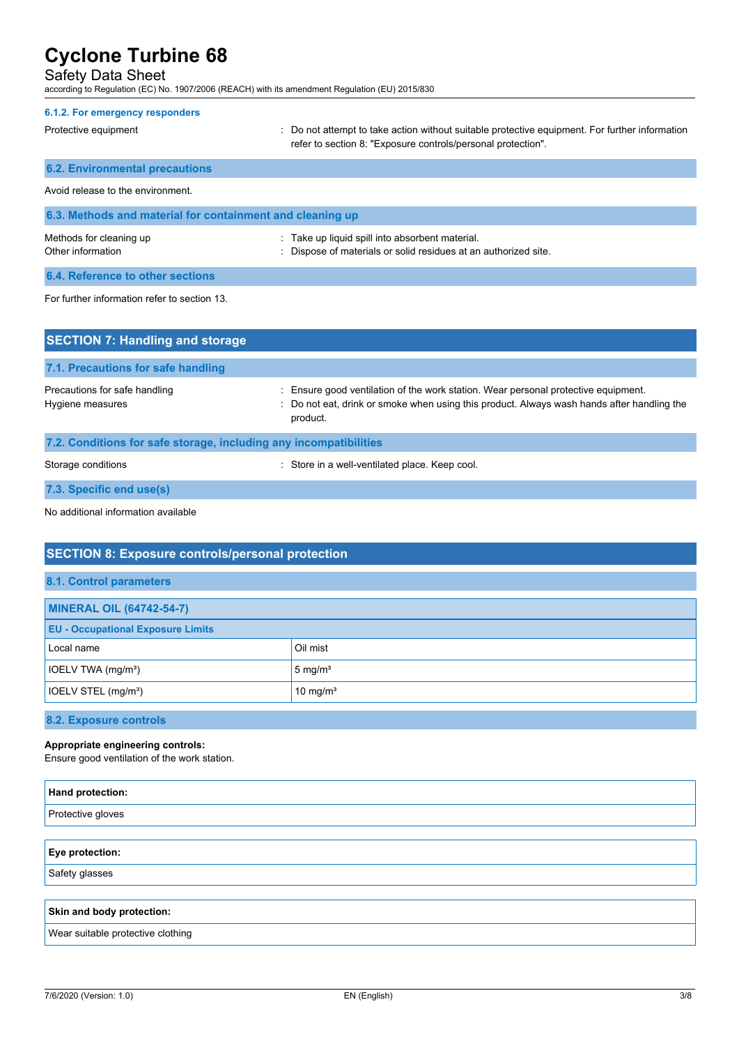#### 6.1.2. For emergency responders

Protective equipment : Do not attempt to take action without suitable protective equipment. For further information refer to section 8: "Exposure controls/personal protection".

### 6.2. Environmental precautions

Avoid release to the environment.

### 6.3. Methods and material for containment and cleaning up

Methods for cleaning up : Take up liquid spill into absorbent material.

Other information : Dispose of materials or solid residues at an authorized site.

### 6.4. Reference to other sections

For further information refer to section 13.

## SECTION 7: Handling and storage

### 7.1. Precautions for safe handling

Precautions for safe handling : Ensure good ventilation of the work station. Wear personal protective equipment.

Hygiene measures : Do not eat, drink or smoke when using this product. Always wash hands after handling the product.

### 7.2. Conditions for safe storage, including any incompatibilities

Storage conditions : Store in a well-ventilated place. Keep cool.

### 7.3. Specific end use(s)

No additional information available

## SECTION 8: Exposure controls/personal protection

### 8.1. Control parameters

| MINERAL OIL (64742-54-7) | |
|---|---|
| **EU - Occupational Exposure Limits** | |
| Local name | Oil mist |
| IOELV TWA (mg/m³) | 5 mg/m³ |
| IOELV STEL (mg/m³) | 10 mg/m³ |

### 8.2. Exposure controls

**Appropriate engineering controls:**
Ensure good ventilation of the work station.

| Hand protection: |
|---|
| Protective gloves |

| Eye protection: |
|---|
| Safety glasses |

| Skin and body protection: |
|---|
| Wear suitable protective clothing |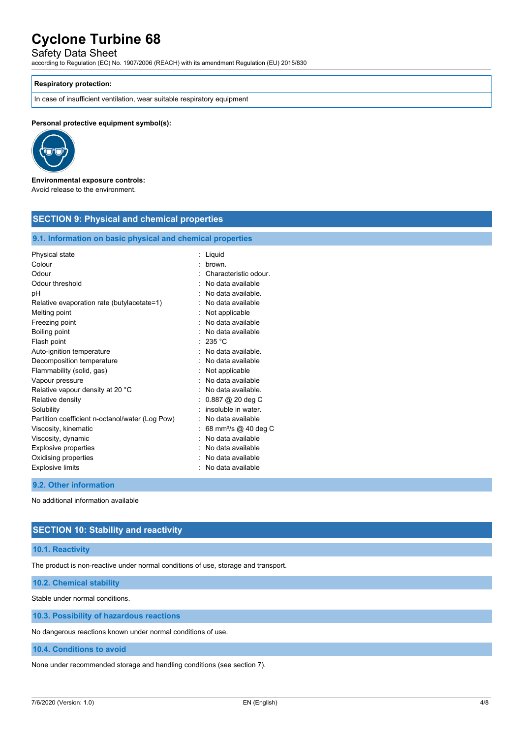| Respiratory protection: |
| --- |
| In case of insufficient ventilation, wear suitable respiratory equipment |

**Personal protective equipment symbol(s):**

**Environmental exposure controls:**
Avoid release to the environment.

## SECTION 9: Physical and chemical properties

### 9.1. Information on basic physical and chemical properties

| Property | Value |
| --- | --- |
| Physical state | : Liquid |
| Colour | : brown. |
| Odour | : Characteristic odour. |
| Odour threshold | : No data available |
| pH | : No data available. |
| Relative evaporation rate (butylacetate=1) | : No data available |
| Melting point | : Not applicable |
| Freezing point | : No data available |
| Boiling point | : No data available |
| Flash point | : 235 °C |
| Auto-ignition temperature | : No data available. |
| Decomposition temperature | : No data available |
| Flammability (solid, gas) | : Not applicable |
| Vapour pressure | : No data available |
| Relative vapour density at 20 °C | : No data available. |
| Relative density | : 0.887 @ 20 deg C |
| Solubility | : insoluble in water. |
| Partition coefficient n-octanol/water (Log Pow) | : No data available |
| Viscosity, kinematic | : 68 $mm^2/s$ @ 40 deg C |
| Viscosity, dynamic | : No data available |
| Explosive properties | : No data available |
| Oxidising properties | : No data available |
| Explosive limits | : No data available |

### 9.2. Other information

No additional information available

## SECTION 10: Stability and reactivity

### 10.1. Reactivity

The product is non-reactive under normal conditions of use, storage and transport.

### 10.2. Chemical stability

Stable under normal conditions.

### 10.3. Possibility of hazardous reactions

No dangerous reactions known under normal conditions of use.

### 10.4. Conditions to avoid

None under recommended storage and handling conditions (see section 7).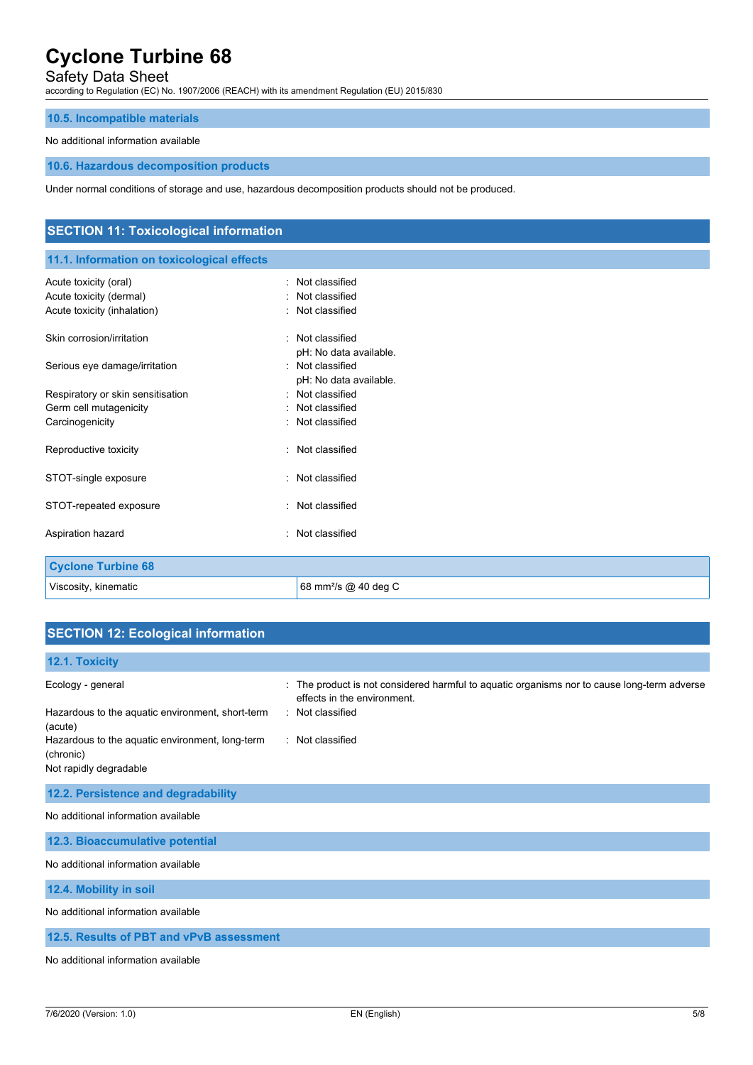### 10.5. Incompatible materials

No additional information available

### 10.6. Hazardous decomposition products

Under normal conditions of storage and use, hazardous decomposition products should not be produced.

## SECTION 11: Toxicological information

### 11.1. Information on toxicological effects

Acute toxicity (oral) : Not classified
Acute toxicity (dermal) : Not classified
Acute toxicity (inhalation) : Not classified

Skin corrosion/irritation : Not classified
pH: No data available.

Serious eye damage/irritation : Not classified
pH: No data available.

Respiratory or skin sensitisation : Not classified
Germ cell mutagenicity : Not classified
Carcinogenicity : Not classified

Reproductive toxicity : Not classified

STOT-single exposure : Not classified

STOT-repeated exposure : Not classified

Aspiration hazard : Not classified

| Cyclone Turbine 68 | |
|---|---|
| Viscosity, kinematic | 68 $mm^2/s$ @ 40 deg C |

## SECTION 12: Ecological information

### 12.1. Toxicity

Ecology - general : The product is not considered harmful to aquatic organisms nor to cause long-term adverse effects in the environment.
Hazardous to the aquatic environment, short-term (acute) : Not classified
Hazardous to the aquatic environment, long-term (chronic) : Not classified
Not rapidly degradable

### 12.2. Persistence and degradability

No additional information available

### 12.3. Bioaccumulative potential

No additional information available

### 12.4. Mobility in soil

No additional information available

### 12.5. Results of PBT and vPvB assessment

No additional information available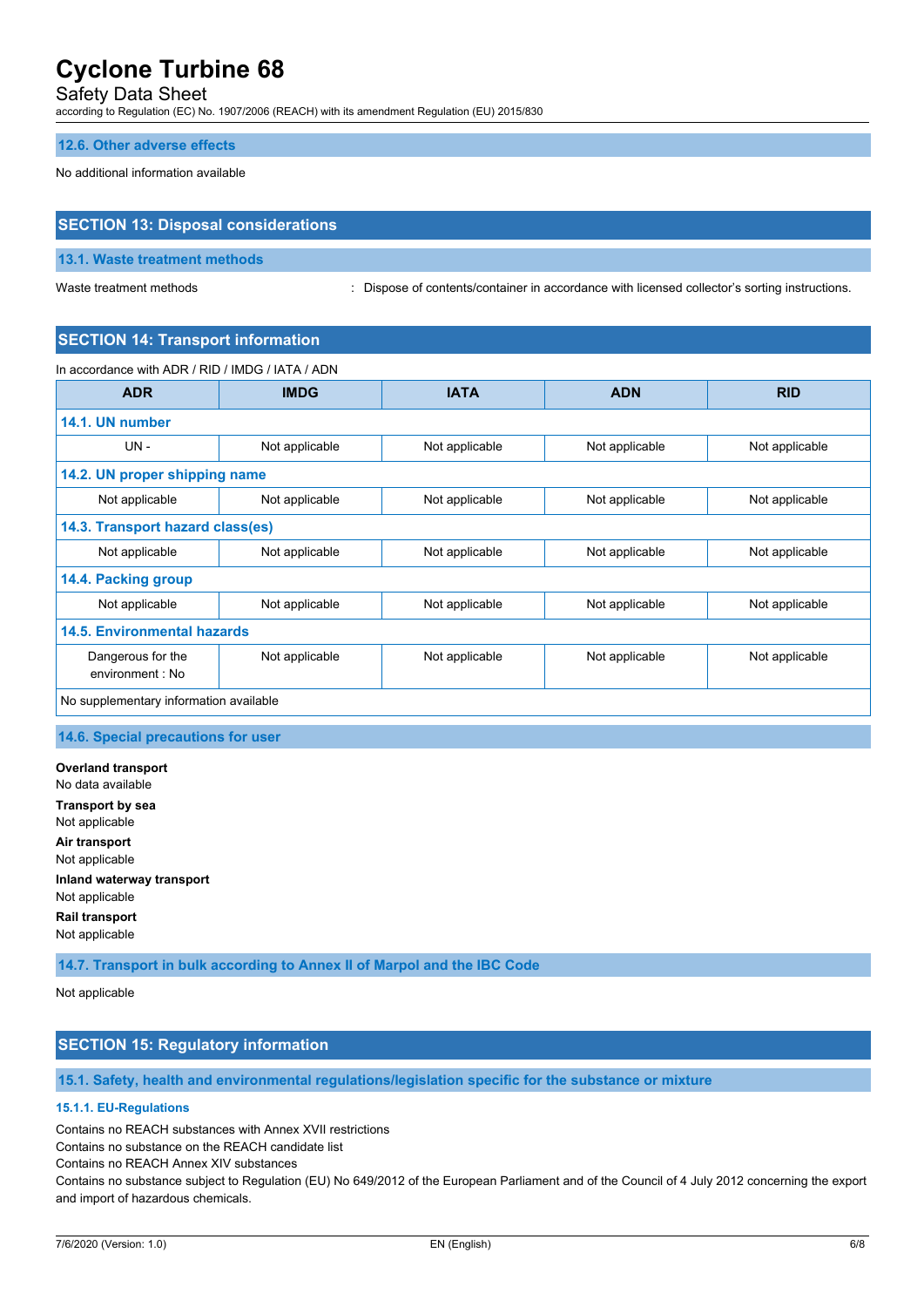### 12.6. Other adverse effects

No additional information available

## SECTION 13: Disposal considerations

### 13.1. Waste treatment methods

Waste treatment methods : Dispose of contents/container in accordance with licensed collector's sorting instructions.

## SECTION 14: Transport information

In accordance with ADR / RID / IMDG / IATA / ADN

| ADR | IMDG | IATA | ADN | RID |
|---|---|---|---|---|
| **14.1. UN number** | | | | |
| UN - | Not applicable | Not applicable | Not applicable | Not applicable |
| **14.2. UN proper shipping name** | | | | |
| Not applicable | Not applicable | Not applicable | Not applicable | Not applicable |
| **14.3. Transport hazard class(es)** | | | | |
| Not applicable | Not applicable | Not applicable | Not applicable | Not applicable |
| **14.4. Packing group** | | | | |
| Not applicable | Not applicable | Not applicable | Not applicable | Not applicable |
| **14.5. Environmental hazards** | | | | |
| Dangerous for the environment : No | Not applicable | Not applicable | Not applicable | Not applicable |
| No supplementary information available | | | | |

### 14.6. Special precautions for user

**Overland transport**
No data available

**Transport by sea**
Not applicable

**Air transport**
Not applicable

**Inland waterway transport**
Not applicable

**Rail transport**
Not applicable

### 14.7. Transport in bulk according to Annex II of Marpol and the IBC Code

Not applicable

## SECTION 15: Regulatory information

### 15.1. Safety, health and environmental regulations/legislation specific for the substance or mixture

#### 15.1.1. EU-Regulations

Contains no REACH substances with Annex XVII restrictions
Contains no substance on the REACH candidate list
Contains no REACH Annex XIV substances
Contains no substance subject to Regulation (EU) No 649/2012 of the European Parliament and of the Council of 4 July 2012 concerning the export and import of hazardous chemicals.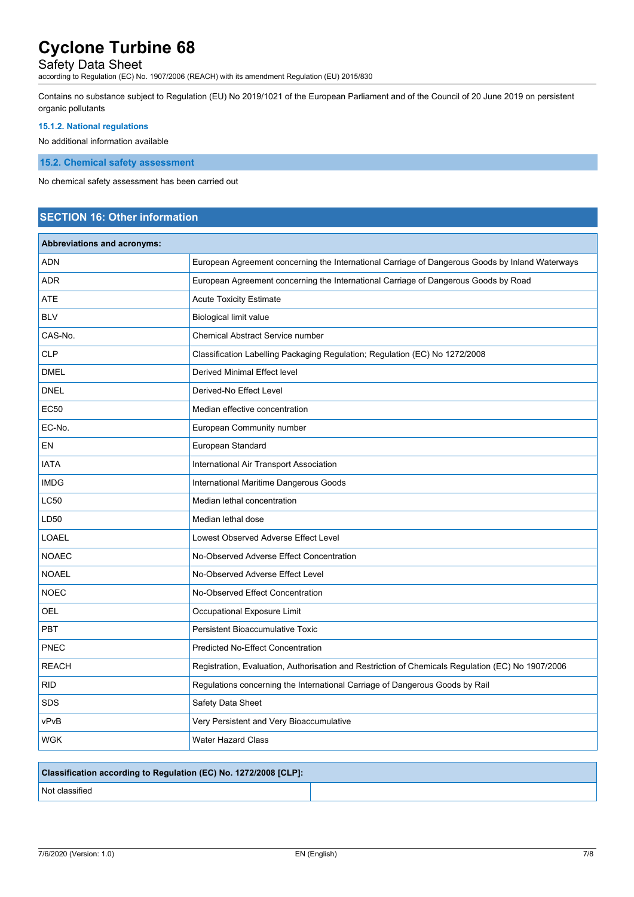Contains no substance subject to Regulation (EU) No 2019/1021 of the European Parliament and of the Council of 20 June 2019 on persistent organic pollutants

#### 15.1.2. National regulations

No additional information available

### 15.2. Chemical safety assessment

No chemical safety assessment has been carried out

## SECTION 16: Other information

| Abbreviations and acronyms: | |
|---|---|
| ADN | European Agreement concerning the International Carriage of Dangerous Goods by Inland Waterways |
| ADR | European Agreement concerning the International Carriage of Dangerous Goods by Road |
| ATE | Acute Toxicity Estimate |
| BLV | Biological limit value |
| CAS-No. | Chemical Abstract Service number |
| CLP | Classification Labelling Packaging Regulation; Regulation (EC) No 1272/2008 |
| DMEL | Derived Minimal Effect level |
| DNEL | Derived-No Effect Level |
| EC50 | Median effective concentration |
| EC-No. | European Community number |
| EN | European Standard |
| IATA | International Air Transport Association |
| IMDG | International Maritime Dangerous Goods |
| LC50 | Median lethal concentration |
| LD50 | Median lethal dose |
| LOAEL | Lowest Observed Adverse Effect Level |
| NOAEC | No-Observed Adverse Effect Concentration |
| NOAEL | No-Observed Adverse Effect Level |
| NOEC | No-Observed Effect Concentration |
| OEL | Occupational Exposure Limit |
| PBT | Persistent Bioaccumulative Toxic |
| PNEC | Predicted No-Effect Concentration |
| REACH | Registration, Evaluation, Authorisation and Restriction of Chemicals Regulation (EC) No 1907/2006 |
| RID | Regulations concerning the International Carriage of Dangerous Goods by Rail |
| SDS | Safety Data Sheet |
| vPvB | Very Persistent and Very Bioaccumulative |
| WGK | Water Hazard Class |

| Classification according to Regulation (EC) No. 1272/2008 [CLP]: | |
|---|---|
| Not classified | |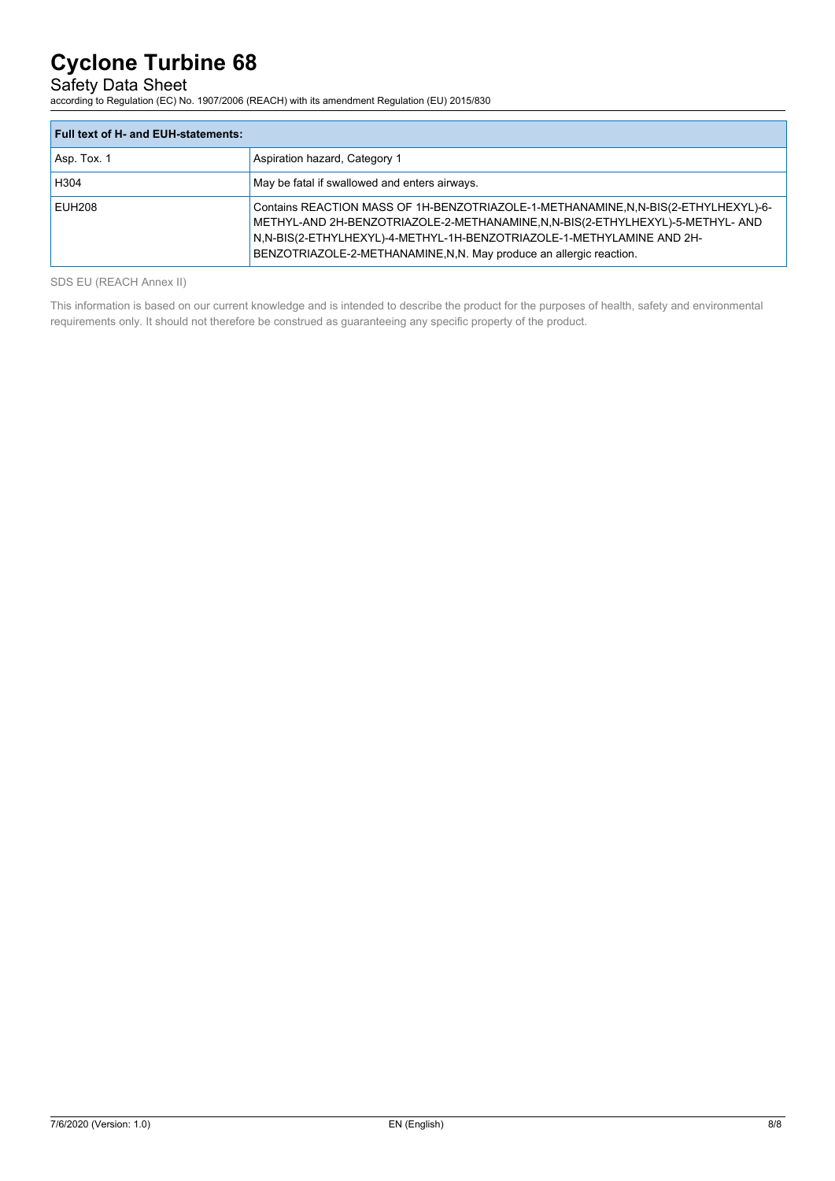| Full text of H- and EUH-statements: | |
|---|---|
| Asp. Tox. 1 | Aspiration hazard, Category 1 |
| H304 | May be fatal if swallowed and enters airways. |
| EUH208 | Contains REACTION MASS OF 1H-BENZOTRIAZOLE-1-METHANAMINE,N,N-BIS(2-ETHYLHEXYL)-6-METHYL-AND 2H-BENZOTRIAZOLE-2-METHANAMINE,N,N-BIS(2-ETHYLHEXYL)-5-METHYL- AND N,N-BIS(2-ETHYLHEXYL)-4-METHYL-1H-BENZOTRIAZOLE-1-METHYLAMINE AND 2H-BENZOTRIAZOLE-2-METHANAMINE,N,N. May produce an allergic reaction. |

SDS EU (REACH Annex II)

This information is based on our current knowledge and is intended to describe the product for the purposes of health, safety and environmental requirements only. It should not therefore be construed as guaranteeing any specific property of the product.